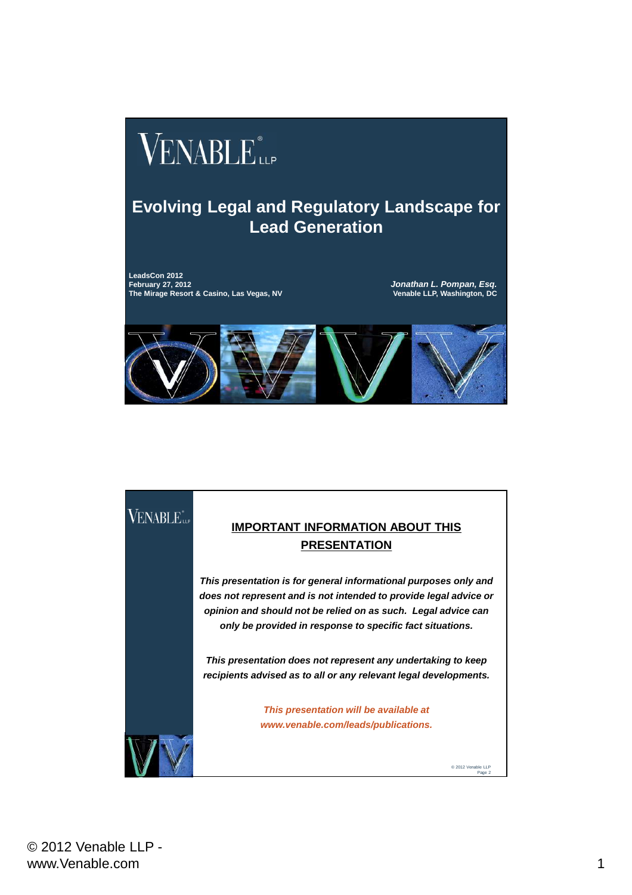VENABLE LLP

# Evolving Legal and Regulatory Landscape for Lead Generation

**LeadsCon 2012**
**February 27, 2012**
**The Mirage Resort & Casino, Las Vegas, NV**

***Jonathan L. Pompan, Esq.***
**Venable LLP, Washington, DC**

---

VENABLE LLP

## IMPORTANT INFORMATION ABOUT THIS PRESENTATION

***This presentation is for general informational purposes only and does not represent and is not intended to provide legal advice or opinion and should not be relied on as such. Legal advice can only be provided in response to specific fact situations.***

***This presentation does not represent any undertaking to keep recipients advised as to all or any relevant legal developments.***

***This presentation will be available at www.venable.com/leads/publications.***

© 2012 Venable LLP
Page 2

---

© 2012 Venable LLP - www.Venable.com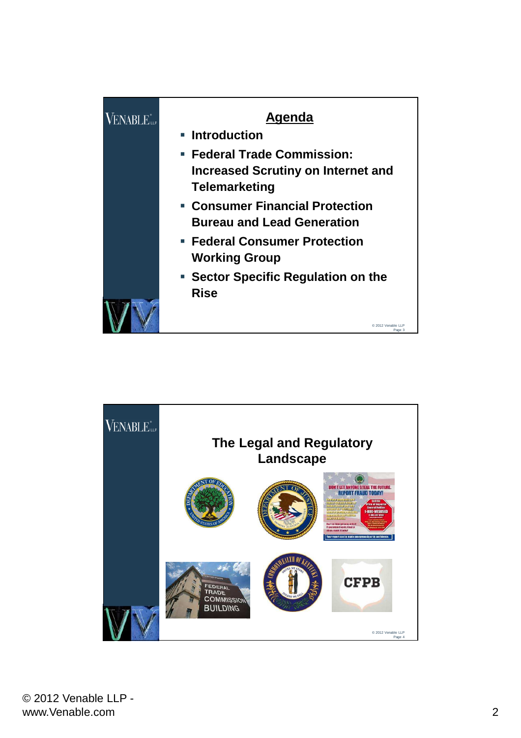## Agenda

- Introduction
- Federal Trade Commission: Increased Scrutiny on Internet and Telemarketing
- Consumer Financial Protection Bureau and Lead Generation
- Federal Consumer Protection Working Group
- Sector Specific Regulation on the Rise

## The Legal and Regulatory Landscape

© 2012 Venable LLP - www.Venable.com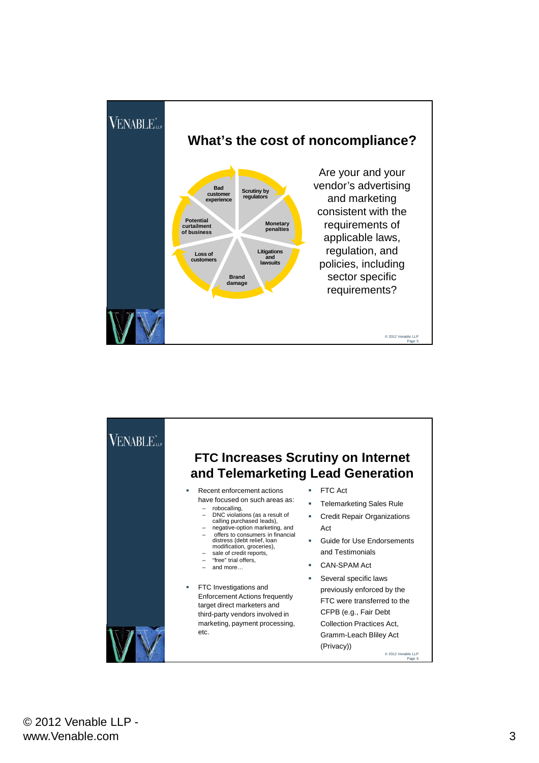# What's the cost of noncompliance?

Bad customer experience

Scrutiny by regulators

Monetary penalties

Litigations and lawsuits

Brand damage

Loss of customers

Potential curtailment of business

Are your and your vendor's advertising and marketing consistent with the requirements of applicable laws, regulation, and policies, including sector specific requirements?

# FTC Increases Scrutiny on Internet and Telemarketing Lead Generation

- Recent enforcement actions have focused on such areas as:
  - robocalling,
  - DNC violations (as a result of calling purchased leads),
  - negative-option marketing, and
  - offers to consumers in financial distress (debt relief, loan modification, groceries),
  - sale of credit reports,
  - "free" trial offers,
  - and more…
- FTC Investigations and Enforcement Actions frequently target direct marketers and third-party vendors involved in marketing, payment processing, etc.

- FTC Act
- Telemarketing Sales Rule
- Credit Repair Organizations Act
- Guide for Use Endorsements and Testimonials
- CAN-SPAM Act
- Several specific laws previously enforced by the FTC were transferred to the CFPB (e.g., Fair Debt Collection Practices Act, Gramm-Leach Bliley Act (Privacy))

© 2012 Venable LLP - www.Venable.com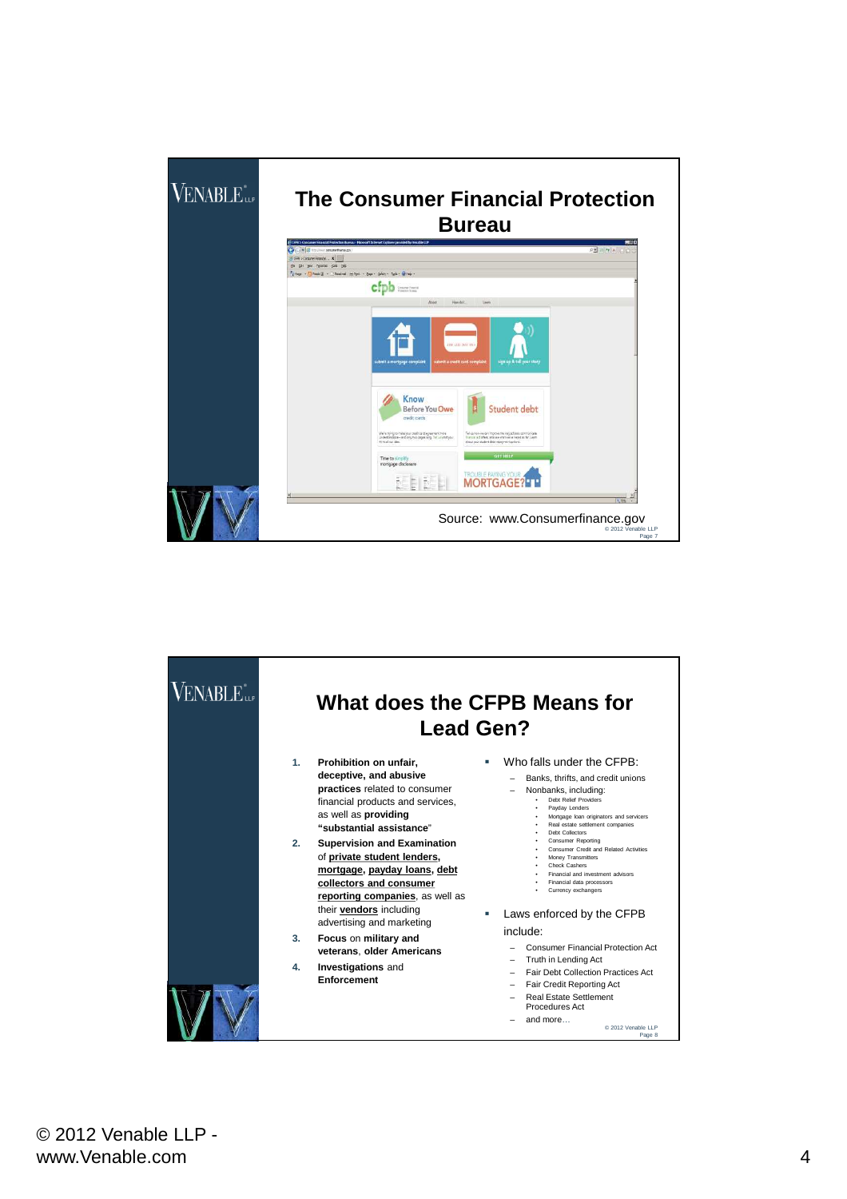## The Consumer Financial Protection Bureau

Source: www.Consumerfinance.gov

© 2012 Venable LLP

## What does the CFPB Means for Lead Gen?

1. **Prohibition on unfair, deceptive, and abusive practices** related to consumer financial products and services, as well as **providing "substantial assistance**"
2. **Supervision and Examination** of **private student lenders**, **mortgage**, **payday loans**, **debt collectors and consumer reporting companies**, as well as their **vendors** including advertising and marketing
3. **Focus** on **military and veterans**, **older Americans**
4. **Investigations** and **Enforcement**

- Who falls under the CFPB:
  - Banks, thrifts, and credit unions
  - Nonbanks, including:
    - Debt Relief Providers
    - Payday Lenders
    - Mortgage loan originators and servicers
    - Real estate settlement companies
    - Debt Collectors
    - Consumer Reporting
    - Consumer Credit and Related Activities
    - Money Transmitters
    - Check Cashers
    - Financial and investment advisors
    - Financial data processors
    - Currency exchangers
- Laws enforced by the CFPB include:
  - Consumer Financial Protection Act
  - Truth in Lending Act
  - Fair Debt Collection Practices Act
  - Fair Credit Reporting Act
  - Real Estate Settlement Procedures Act
  - and more…

© 2012 Venable LLP

© 2012 Venable LLP - www.Venable.com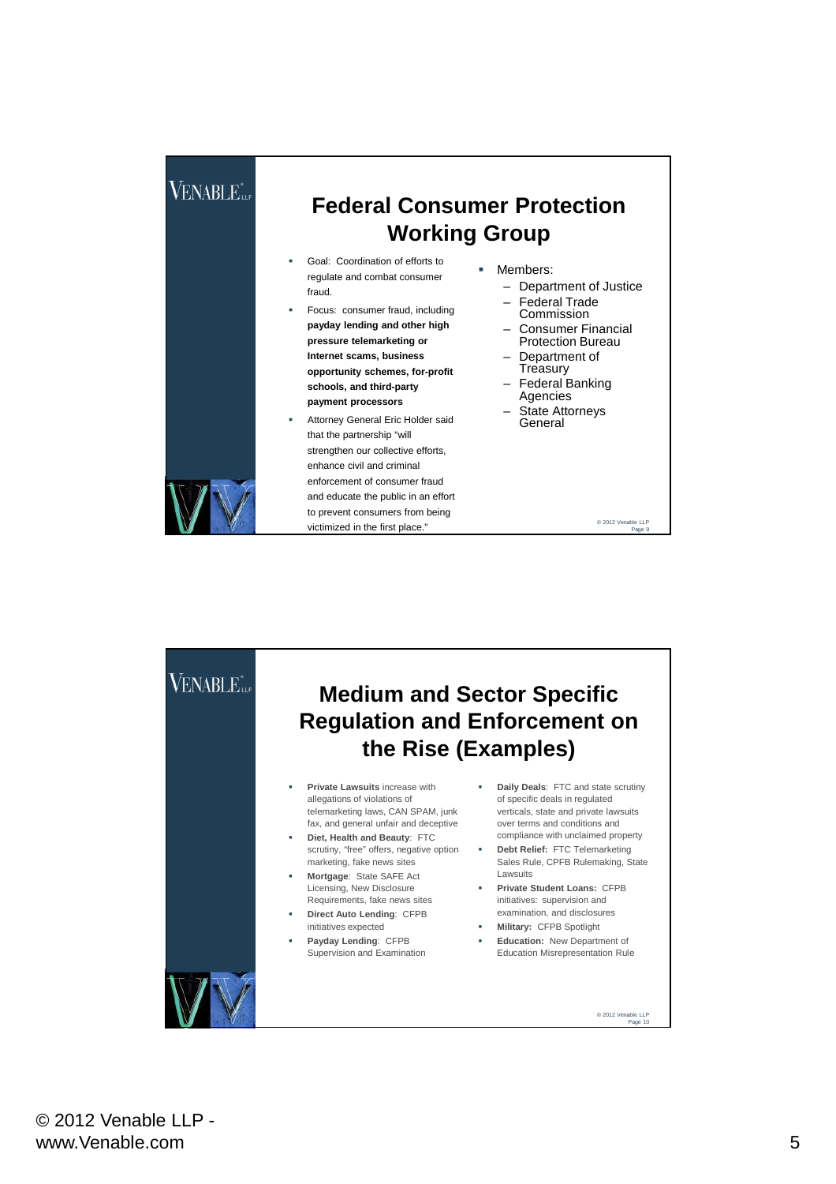## Federal Consumer Protection Working Group

- Goal: Coordination of efforts to regulate and combat consumer fraud.
- Focus: consumer fraud, including **payday lending and other high pressure telemarketing or Internet scams, business opportunity schemes, for-profit schools, and third-party payment processors**
- Attorney General Eric Holder said that the partnership "will strengthen our collective efforts, enhance civil and criminal enforcement of consumer fraud and educate the public in an effort to prevent consumers from being victimized in the first place."

- Members:
  - Department of Justice
  - Federal Trade Commission
  - Consumer Financial Protection Bureau
  - Department of Treasury
  - Federal Banking Agencies
  - State Attorneys General

© 2012 Venable LLP
Page 9

## Medium and Sector Specific Regulation and Enforcement on the Rise (Examples)

- **Private Lawsuits** increase with allegations of violations of telemarketing laws, CAN SPAM, junk fax, and general unfair and deceptive
- **Diet, Health and Beauty**: FTC scrutiny, "free" offers, negative option marketing, fake news sites
- **Mortgage**: State SAFE Act Licensing, New Disclosure Requirements, fake news sites
- **Direct Auto Lending**: CFPB initiatives expected
- **Payday Lending**: CFPB Supervision and Examination
- **Daily Deals**: FTC and state scrutiny of specific deals in regulated verticals, state and private lawsuits over terms and conditions and compliance with unclaimed property
- **Debt Relief:** FTC Telemarketing Sales Rule, CPFB Rulemaking, State Lawsuits
- **Private Student Loans:** CFPB initiatives: supervision and examination, and disclosures
- **Military:** CFPB Spotlight
- **Education:** New Department of Education Misrepresentation Rule

© 2012 Venable LLP
Page 10

© 2012 Venable LLP - www.Venable.com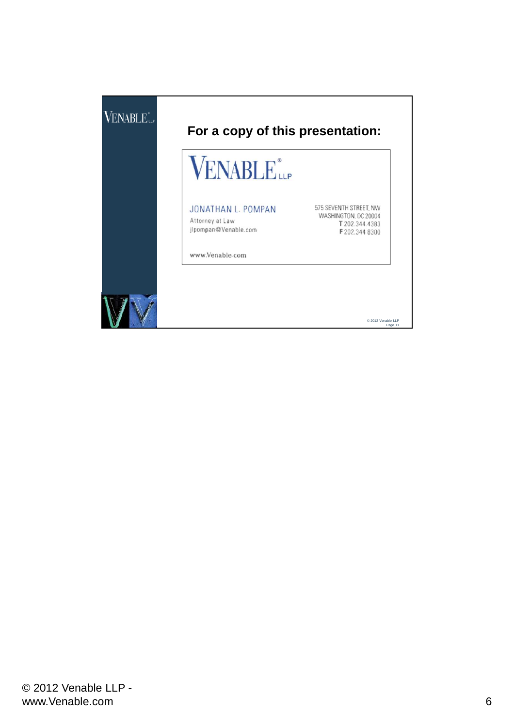VENABLE LLP

## For a copy of this presentation:

VENABLE® LLP

JONATHAN L. POMPAN
Attorney at Law
jlpompan@Venable.com

575 SEVENTH STREET, NW
WASHINGTON, DC 20004
T 202.344.4383
F 202.344.8300

www.Venable.com

© 2012 Venable LLP
Page 11

© 2012 Venable LLP -
www.Venable.com